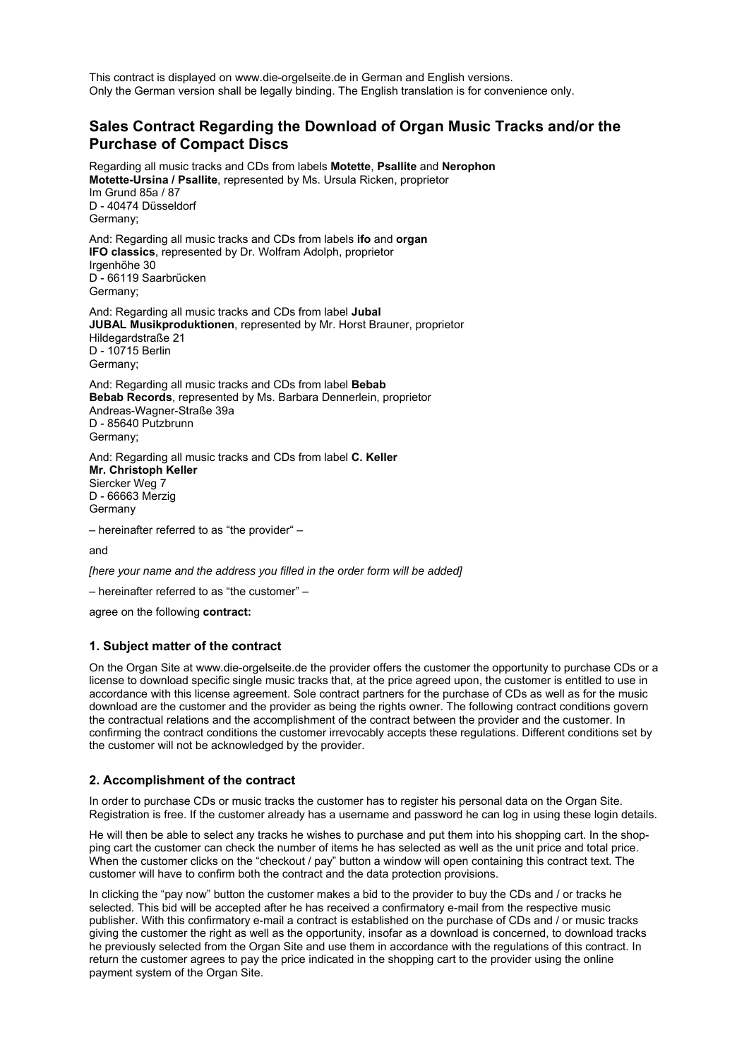This contract is displayed on www.die-orgelseite.de in German and English versions.
Only the German version shall be legally binding. The English translation is for convenience only.

## Sales Contract Regarding the Download of Organ Music Tracks and/or the Purchase of Compact Discs

Regarding all music tracks and CDs from labels **Motette**, **Psallite** and **Nerophon**
**Motette-Ursina / Psallite**, represented by Ms. Ursula Ricken, proprietor
Im Grund 85a / 87
D - 40474 Düsseldorf
Germany;

And: Regarding all music tracks and CDs from labels **ifo** and **organ**
**IFO classics**, represented by Dr. Wolfram Adolph, proprietor
Irgenhöhe 30
D - 66119 Saarbrücken
Germany;

And: Regarding all music tracks and CDs from label **Jubal**
**JUBAL Musikproduktionen**, represented by Mr. Horst Brauner, proprietor
Hildegardstraße 21
D - 10715 Berlin
Germany;

And: Regarding all music tracks and CDs from label **Bebab**
**Bebab Records**, represented by Ms. Barbara Dennerlein, proprietor
Andreas-Wagner-Straße 39a
D - 85640 Putzbrunn
Germany;

And: Regarding all music tracks and CDs from label **C. Keller**
**Mr. Christoph Keller**
Siercker Weg 7
D - 66663 Merzig
Germany

– hereinafter referred to as "the provider" –

and

*[here your name and the address you filled in the order form will be added]*

– hereinafter referred to as "the customer" –

agree on the following **contract:**

### 1. Subject matter of the contract

On the Organ Site at www.die-orgelseite.de the provider offers the customer the opportunity to purchase CDs or a license to download specific single music tracks that, at the price agreed upon, the customer is entitled to use in accordance with this license agreement. Sole contract partners for the purchase of CDs as well as for the music download are the customer and the provider as being the rights owner. The following contract conditions govern the contractual relations and the accomplishment of the contract between the provider and the customer. In confirming the contract conditions the customer irrevocably accepts these regulations. Different conditions set by the customer will not be acknowledged by the provider.

### 2. Accomplishment of the contract

In order to purchase CDs or music tracks the customer has to register his personal data on the Organ Site. Registration is free. If the customer already has a username and password he can log in using these login details.

He will then be able to select any tracks he wishes to purchase and put them into his shopping cart. In the shopping cart the customer can check the number of items he has selected as well as the unit price and total price. When the customer clicks on the "checkout / pay" button a window will open containing this contract text. The customer will have to confirm both the contract and the data protection provisions.

In clicking the "pay now" button the customer makes a bid to the provider to buy the CDs and / or tracks he selected. This bid will be accepted after he has received a confirmatory e-mail from the respective music publisher. With this confirmatory e-mail a contract is established on the purchase of CDs and / or music tracks giving the customer the right as well as the opportunity, insofar as a download is concerned, to download tracks he previously selected from the Organ Site and use them in accordance with the regulations of this contract. In return the customer agrees to pay the price indicated in the shopping cart to the provider using the online payment system of the Organ Site.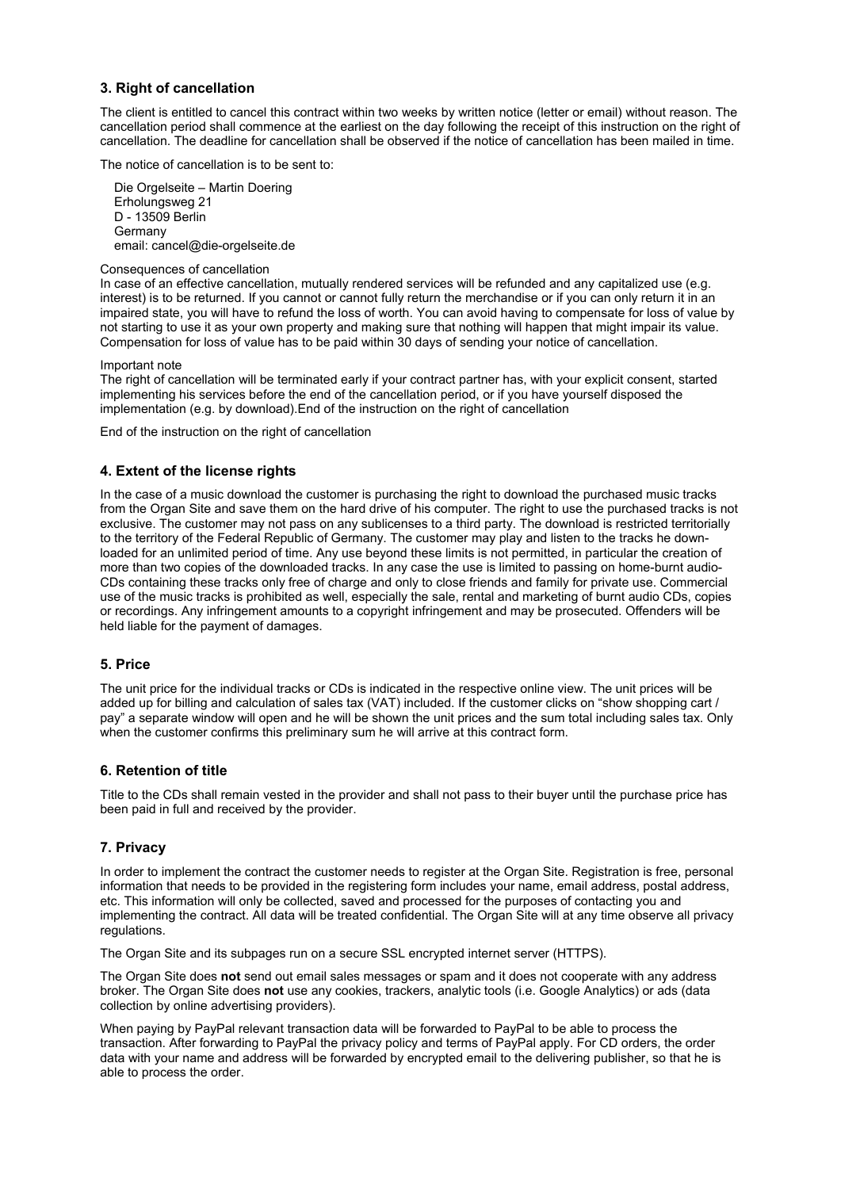## 3. Right of cancellation

The client is entitled to cancel this contract within two weeks by written notice (letter or email) without reason. The cancellation period shall commence at the earliest on the day following the receipt of this instruction on the right of cancellation. The deadline for cancellation shall be observed if the notice of cancellation has been mailed in time.

The notice of cancellation is to be sent to:

Die Orgelseite – Martin Doering  
Erholungsweg 21  
D - 13509 Berlin  
Germany  
email: cancel@die-orgelseite.de

Consequences of cancellation  
In case of an effective cancellation, mutually rendered services will be refunded and any capitalized use (e.g. interest) is to be returned. If you cannot or cannot fully return the merchandise or if you can only return it in an impaired state, you will have to refund the loss of worth. You can avoid having to compensate for loss of value by not starting to use it as your own property and making sure that nothing will happen that might impair its value. Compensation for loss of value has to be paid within 30 days of sending your notice of cancellation.

Important note  
The right of cancellation will be terminated early if your contract partner has, with your explicit consent, started implementing his services before the end of the cancellation period, or if you have yourself disposed the implementation (e.g. by download).End of the instruction on the right of cancellation

End of the instruction on the right of cancellation

## 4. Extent of the license rights

In the case of a music download the customer is purchasing the right to download the purchased music tracks from the Organ Site and save them on the hard drive of his computer. The right to use the purchased tracks is not exclusive. The customer may not pass on any sublicenses to a third party. The download is restricted territorially to the territory of the Federal Republic of Germany. The customer may play and listen to the tracks he downloaded for an unlimited period of time. Any use beyond these limits is not permitted, in particular the creation of more than two copies of the downloaded tracks. In any case the use is limited to passing on home-burnt audio-CDs containing these tracks only free of charge and only to close friends and family for private use. Commercial use of the music tracks is prohibited as well, especially the sale, rental and marketing of burnt audio CDs, copies or recordings. Any infringement amounts to a copyright infringement and may be prosecuted. Offenders will be held liable for the payment of damages.

## 5. Price

The unit price for the individual tracks or CDs is indicated in the respective online view. The unit prices will be added up for billing and calculation of sales tax (VAT) included. If the customer clicks on "show shopping cart / pay" a separate window will open and he will be shown the unit prices and the sum total including sales tax. Only when the customer confirms this preliminary sum he will arrive at this contract form.

## 6. Retention of title

Title to the CDs shall remain vested in the provider and shall not pass to their buyer until the purchase price has been paid in full and received by the provider.

## 7. Privacy

In order to implement the contract the customer needs to register at the Organ Site. Registration is free, personal information that needs to be provided in the registering form includes your name, email address, postal address, etc. This information will only be collected, saved and processed for the purposes of contacting you and implementing the contract. All data will be treated confidential. The Organ Site will at any time observe all privacy regulations.

The Organ Site and its subpages run on a secure SSL encrypted internet server (HTTPS).

The Organ Site does **not** send out email sales messages or spam and it does not cooperate with any address broker. The Organ Site does **not** use any cookies, trackers, analytic tools (i.e. Google Analytics) or ads (data collection by online advertising providers).

When paying by PayPal relevant transaction data will be forwarded to PayPal to be able to process the transaction. After forwarding to PayPal the privacy policy and terms of PayPal apply. For CD orders, the order data with your name and address will be forwarded by encrypted email to the delivering publisher, so that he is able to process the order.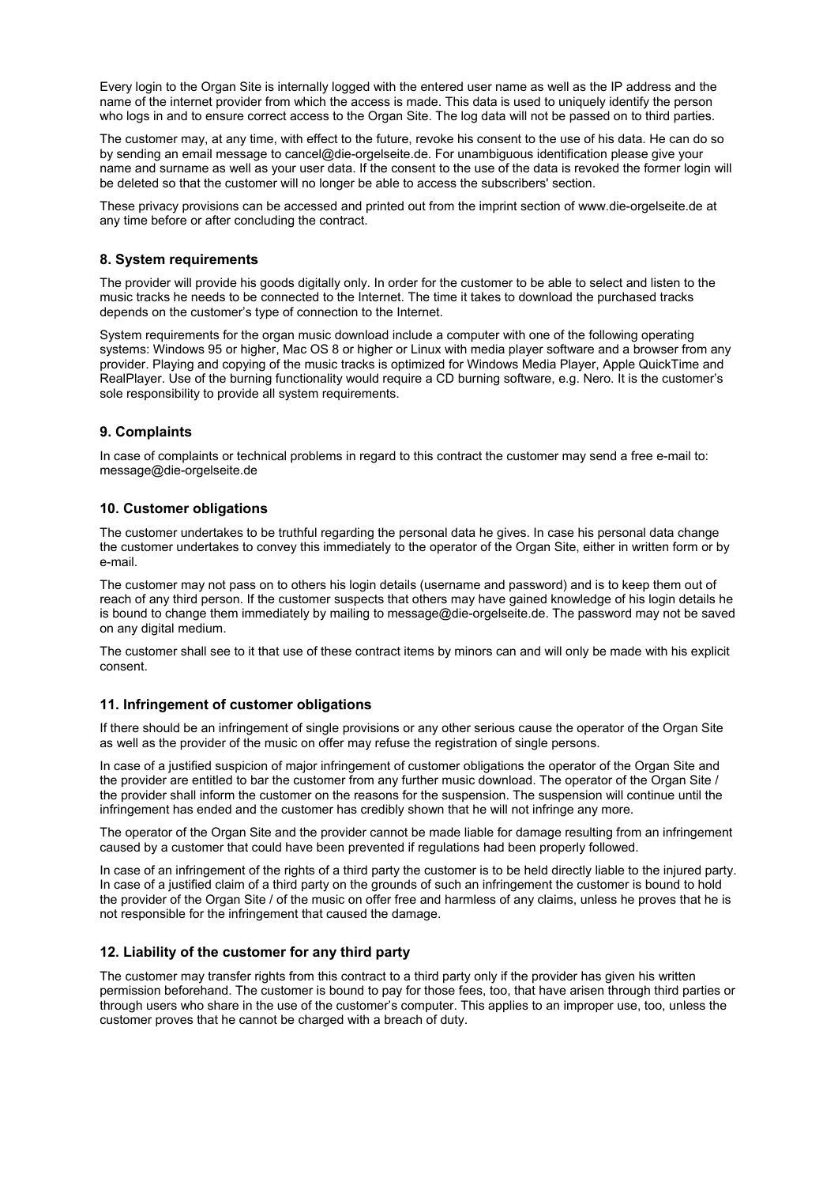Every login to the Organ Site is internally logged with the entered user name as well as the IP address and the name of the internet provider from which the access is made. This data is used to uniquely identify the person who logs in and to ensure correct access to the Organ Site. The log data will not be passed on to third parties.

The customer may, at any time, with effect to the future, revoke his consent to the use of his data. He can do so by sending an email message to cancel@die-orgelseite.de. For unambiguous identification please give your name and surname as well as your user data. If the consent to the use of the data is revoked the former login will be deleted so that the customer will no longer be able to access the subscribers' section.

These privacy provisions can be accessed and printed out from the imprint section of www.die-orgelseite.de at any time before or after concluding the contract.

### 8. System requirements

The provider will provide his goods digitally only. In order for the customer to be able to select and listen to the music tracks he needs to be connected to the Internet. The time it takes to download the purchased tracks depends on the customer's type of connection to the Internet.

System requirements for the organ music download include a computer with one of the following operating systems: Windows 95 or higher, Mac OS 8 or higher or Linux with media player software and a browser from any provider. Playing and copying of the music tracks is optimized for Windows Media Player, Apple QuickTime and RealPlayer. Use of the burning functionality would require a CD burning software, e.g. Nero. It is the customer's sole responsibility to provide all system requirements.

### 9. Complaints

In case of complaints or technical problems in regard to this contract the customer may send a free e-mail to: message@die-orgelseite.de

### 10. Customer obligations

The customer undertakes to be truthful regarding the personal data he gives. In case his personal data change the customer undertakes to convey this immediately to the operator of the Organ Site, either in written form or by e-mail.

The customer may not pass on to others his login details (username and password) and is to keep them out of reach of any third person. If the customer suspects that others may have gained knowledge of his login details he is bound to change them immediately by mailing to message@die-orgelseite.de. The password may not be saved on any digital medium.

The customer shall see to it that use of these contract items by minors can and will only be made with his explicit consent.

### 11. Infringement of customer obligations

If there should be an infringement of single provisions or any other serious cause the operator of the Organ Site as well as the provider of the music on offer may refuse the registration of single persons.

In case of a justified suspicion of major infringement of customer obligations the operator of the Organ Site and the provider are entitled to bar the customer from any further music download. The operator of the Organ Site / the provider shall inform the customer on the reasons for the suspension. The suspension will continue until the infringement has ended and the customer has credibly shown that he will not infringe any more.

The operator of the Organ Site and the provider cannot be made liable for damage resulting from an infringement caused by a customer that could have been prevented if regulations had been properly followed.

In case of an infringement of the rights of a third party the customer is to be held directly liable to the injured party. In case of a justified claim of a third party on the grounds of such an infringement the customer is bound to hold the provider of the Organ Site / of the music on offer free and harmless of any claims, unless he proves that he is not responsible for the infringement that caused the damage.

### 12. Liability of the customer for any third party

The customer may transfer rights from this contract to a third party only if the provider has given his written permission beforehand. The customer is bound to pay for those fees, too, that have arisen through third parties or through users who share in the use of the customer's computer. This applies to an improper use, too, unless the customer proves that he cannot be charged with a breach of duty.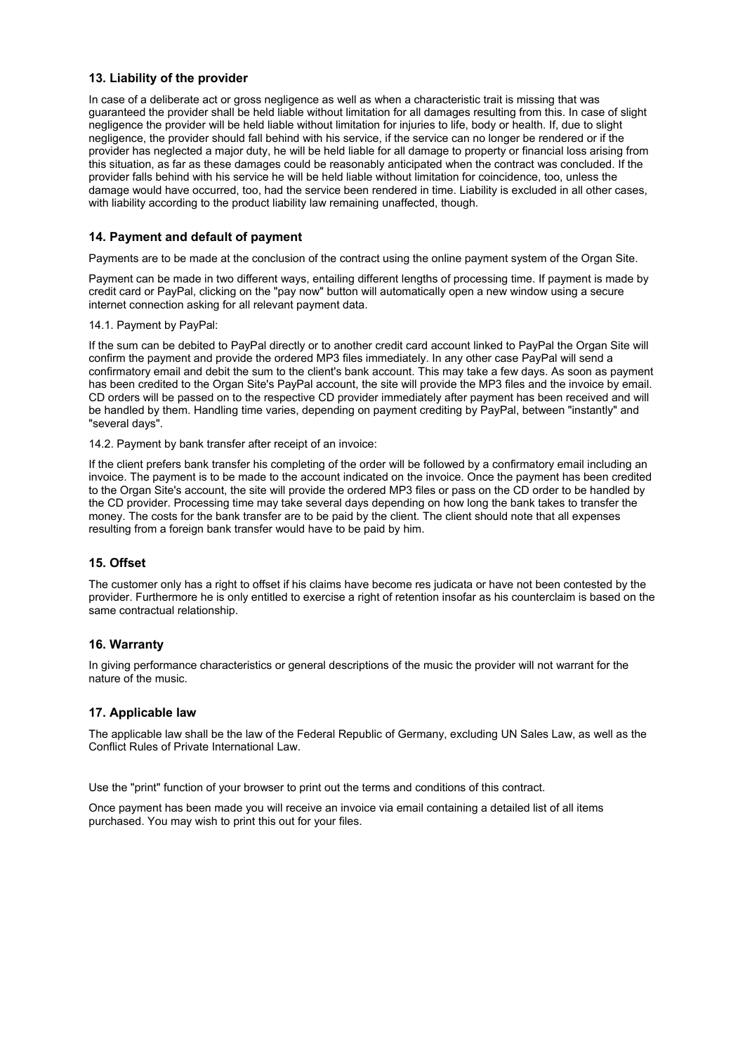### 13. Liability of the provider

In case of a deliberate act or gross negligence as well as when a characteristic trait is missing that was guaranteed the provider shall be held liable without limitation for all damages resulting from this. In case of slight negligence the provider will be held liable without limitation for injuries to life, body or health. If, due to slight negligence, the provider should fall behind with his service, if the service can no longer be rendered or if the provider has neglected a major duty, he will be held liable for all damage to property or financial loss arising from this situation, as far as these damages could be reasonably anticipated when the contract was concluded. If the provider falls behind with his service he will be held liable without limitation for coincidence, too, unless the damage would have occurred, too, had the service been rendered in time. Liability is excluded in all other cases, with liability according to the product liability law remaining unaffected, though.

### 14. Payment and default of payment

Payments are to be made at the conclusion of the contract using the online payment system of the Organ Site.

Payment can be made in two different ways, entailing different lengths of processing time. If payment is made by credit card or PayPal, clicking on the "pay now" button will automatically open a new window using a secure internet connection asking for all relevant payment data.

14.1. Payment by PayPal:

If the sum can be debited to PayPal directly or to another credit card account linked to PayPal the Organ Site will confirm the payment and provide the ordered MP3 files immediately. In any other case PayPal will send a confirmatory email and debit the sum to the client's bank account. This may take a few days. As soon as payment has been credited to the Organ Site's PayPal account, the site will provide the MP3 files and the invoice by email. CD orders will be passed on to the respective CD provider immediately after payment has been received and will be handled by them. Handling time varies, depending on payment crediting by PayPal, between "instantly" and "several days".

14.2. Payment by bank transfer after receipt of an invoice:

If the client prefers bank transfer his completing of the order will be followed by a confirmatory email including an invoice. The payment is to be made to the account indicated on the invoice. Once the payment has been credited to the Organ Site's account, the site will provide the ordered MP3 files or pass on the CD order to be handled by the CD provider. Processing time may take several days depending on how long the bank takes to transfer the money. The costs for the bank transfer are to be paid by the client. The client should note that all expenses resulting from a foreign bank transfer would have to be paid by him.

### 15. Offset

The customer only has a right to offset if his claims have become res judicata or have not been contested by the provider. Furthermore he is only entitled to exercise a right of retention insofar as his counterclaim is based on the same contractual relationship.

### 16. Warranty

In giving performance characteristics or general descriptions of the music the provider will not warrant for the nature of the music.

### 17. Applicable law

The applicable law shall be the law of the Federal Republic of Germany, excluding UN Sales Law, as well as the Conflict Rules of Private International Law.

Use the "print" function of your browser to print out the terms and conditions of this contract.

Once payment has been made you will receive an invoice via email containing a detailed list of all items purchased. You may wish to print this out for your files.